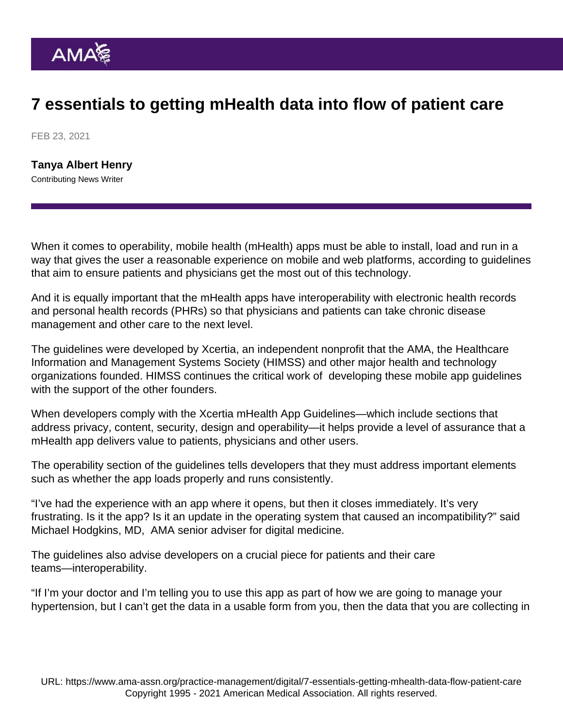# 7 essentials to getting mHealth data into flow of patient care

FEB 23, 2021

**Tanya Albert Henry**
Contributing News Writer

When it comes to operability, mobile health (mHealth) apps must be able to install, load and run in a way that gives the user a reasonable experience on mobile and web platforms, according to guidelines that aim to ensure patients and physicians get the most out of this technology.

And it is equally important that the mHealth apps have interoperability with electronic health records and personal health records (PHRs) so that physicians and patients can take chronic disease management and other care to the next level.

The guidelines were developed by Xcertia, an independent nonprofit that the AMA, the Healthcare Information and Management Systems Society (HIMSS) and other major health and technology organizations founded. HIMSS continues the critical work of developing these mobile app guidelines with the support of the other founders.

When developers comply with the Xcertia mHealth App Guidelines—which include sections that address privacy, content, security, design and operability—it helps provide a level of assurance that a mHealth app delivers value to patients, physicians and other users.

The operability section of the guidelines tells developers that they must address important elements such as whether the app loads properly and runs consistently.

"I've had the experience with an app where it opens, but then it closes immediately. It's very frustrating. Is it the app? Is it an update in the operating system that caused an incompatibility?" said Michael Hodgkins, MD, AMA senior adviser for digital medicine.

The guidelines also advise developers on a crucial piece for patients and their care teams—interoperability.

"If I'm your doctor and I'm telling you to use this app as part of how we are going to manage your hypertension, but I can't get the data in a usable form from you, then the data that you are collecting in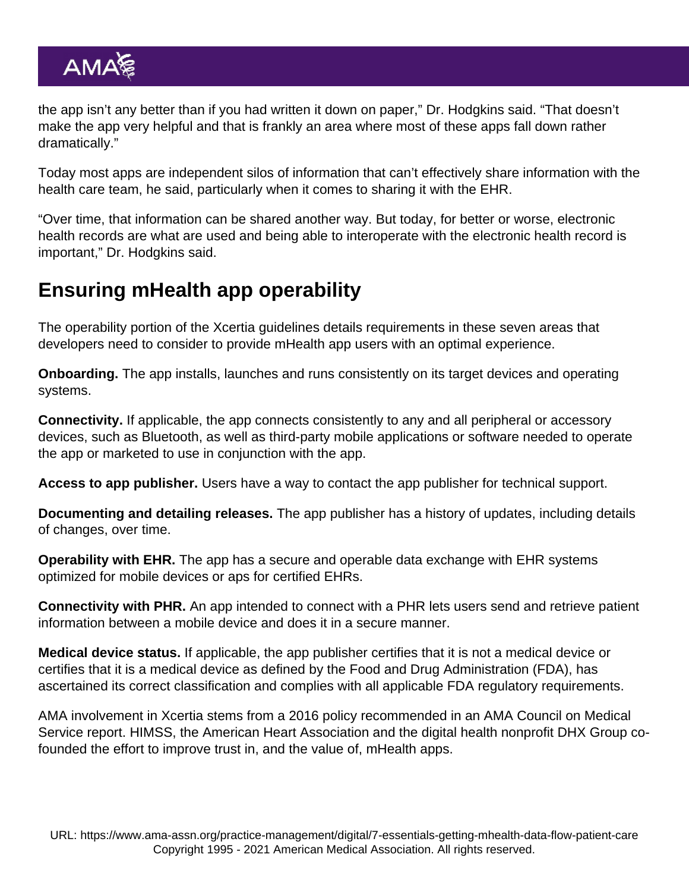the app isn't any better than if you had written it down on paper," Dr. Hodgkins said. "That doesn't make the app very helpful and that is frankly an area where most of these apps fall down rather dramatically."

Today most apps are independent silos of information that can't effectively share information with the health care team, he said, particularly when it comes to sharing it with the EHR.

"Over time, that information can be shared another way. But today, for better or worse, electronic health records are what are used and being able to interoperate with the electronic health record is important," Dr. Hodgkins said.

## Ensuring mHealth app operability

The operability portion of the Xcertia guidelines details requirements in these seven areas that developers need to consider to provide mHealth app users with an optimal experience.

**Onboarding.** The app installs, launches and runs consistently on its target devices and operating systems.

**Connectivity.** If applicable, the app connects consistently to any and all peripheral or accessory devices, such as Bluetooth, as well as third-party mobile applications or software needed to operate the app or marketed to use in conjunction with the app.

**Access to app publisher.** Users have a way to contact the app publisher for technical support.

**Documenting and detailing releases.** The app publisher has a history of updates, including details of changes, over time.

**Operability with EHR.** The app has a secure and operable data exchange with EHR systems optimized for mobile devices or aps for certified EHRs.

**Connectivity with PHR.** An app intended to connect with a PHR lets users send and retrieve patient information between a mobile device and does it in a secure manner.

**Medical device status.** If applicable, the app publisher certifies that it is not a medical device or certifies that it is a medical device as defined by the Food and Drug Administration (FDA), has ascertained its correct classification and complies with all applicable FDA regulatory requirements.

AMA involvement in Xcertia stems from a 2016 policy recommended in an AMA Council on Medical Service report. HIMSS, the American Heart Association and the digital health nonprofit DHX Group co-founded the effort to improve trust in, and the value of, mHealth apps.